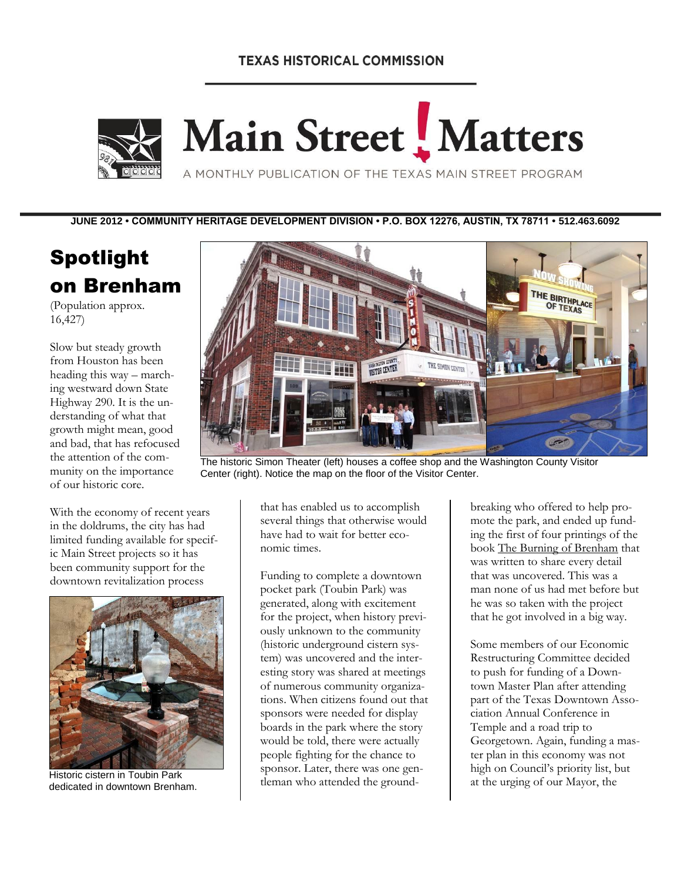TEXAS HISTORICAL COMMISSION

# Main Street ! Matters

A MONTHLY PUBLICATION OF THE TEXAS MAIN STREET PROGRAM

**JUNE 2012 • COMMUNITY HERITAGE DEVELOPMENT DIVISION • P.O. BOX 12276, AUSTIN, TX 78711 • 512.463.6092**

## Spotlight on Brenham

(Population approx. 16,427)

Slow but steady growth from Houston has been heading this way – marching westward down State Highway 290. It is the understanding of what that growth might mean, good and bad, that has refocused the attention of the community on the importance of our historic core.

The historic Simon Theater (left) houses a coffee shop and the Washington County Visitor Center (right). Notice the map on the floor of the Visitor Center.

With the economy of recent years in the doldrums, the city has had limited funding available for specific Main Street projects so it has been community support for the downtown revitalization process that has enabled us to accomplish several things that otherwise would have had to wait for better economic times.

Historic cistern in Toubin Park dedicated in downtown Brenham.

Funding to complete a downtown pocket park (Toubin Park) was generated, along with excitement for the project, when history previously unknown to the community (historic underground cistern system) was uncovered and the interesting story was shared at meetings of numerous community organizations. When citizens found out that sponsors were needed for display boards in the park where the story would be told, there were actually people fighting for the chance to sponsor. Later, there was one gentleman who attended the groundbreaking who offered to help promote the park, and ended up funding the first of four printings of the book The Burning of Brenham that was written to share every detail that was uncovered. This was a man none of us had met before but he was so taken with the project that he got involved in a big way.

Some members of our Economic Restructuring Committee decided to push for funding of a Downtown Master Plan after attending part of the Texas Downtown Association Annual Conference in Temple and a road trip to Georgetown. Again, funding a master plan in this economy was not high on Council's priority list, but at the urging of our Mayor, the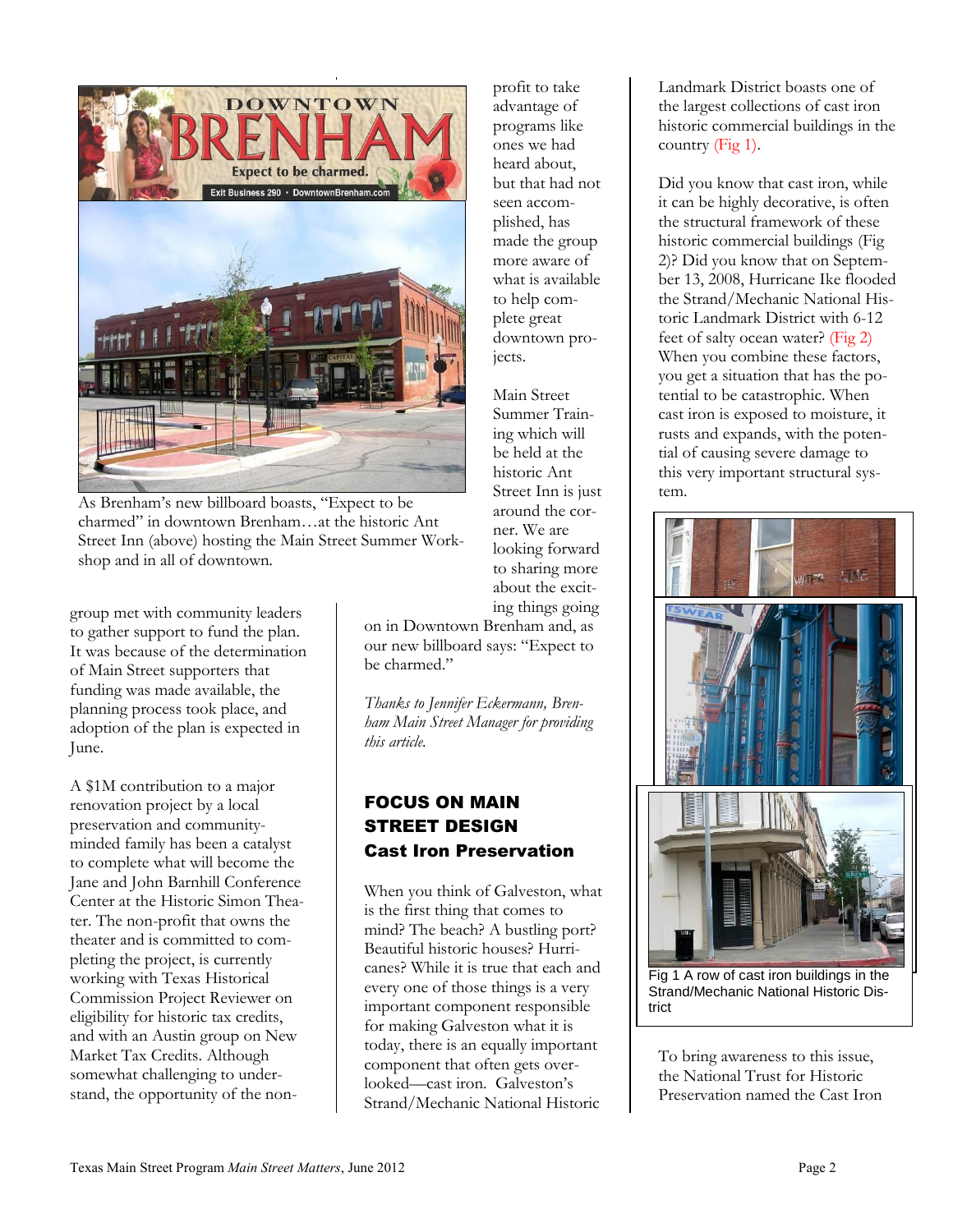As Brenham's new billboard boasts, "Expect to be charmed" in downtown Brenham…at the historic Ant Street Inn (above) hosting the Main Street Summer Workshop and in all of downtown.

group met with community leaders to gather support to fund the plan. It was because of the determination of Main Street supporters that funding was made available, the planning process took place, and adoption of the plan is expected in June.

A $1M contribution to a major renovation project by a local preservation and community-minded family has been a catalyst to complete what will become the Jane and John Barnhill Conference Center at the Historic Simon Theater. The non-profit that owns the theater and is committed to completing the project, is currently working with Texas Historical Commission Project Reviewer on eligibility for historic tax credits, and with an Austin group on New Market Tax Credits. Although somewhat challenging to understand, the opportunity of the non-profit to take advantage of programs like ones we had heard about, but that had not seen accomplished, has made the group more aware of what is available to help complete great downtown projects.

Main Street Summer Training which will be held at the historic Ant Street Inn is just around the corner. We are looking forward to sharing more about the exciting things going on in Downtown Brenham and, as our new billboard says: "Expect to be charmed."

*Thanks to Jennifer Eckermann, Brenham Main Street Manager for providing this article.*

## FOCUS ON MAIN STREET DESIGN
### Cast Iron Preservation

When you think of Galveston, what is the first thing that comes to mind? The beach? A bustling port? Beautiful historic houses? Hurricanes? While it is true that each and every one of those things is a very important component responsible for making Galveston what it is today, there is an equally important component that often gets overlooked—cast iron. Galveston's Strand/Mechanic National Historic Landmark District boasts one of the largest collections of cast iron historic commercial buildings in the country (Fig 1).

Did you know that cast iron, while it can be highly decorative, is often the structural framework of these historic commercial buildings (Fig 2)? Did you know that on September 13, 2008, Hurricane Ike flooded the Strand/Mechanic National Historic Landmark District with 6-12 feet of salty ocean water? (Fig 2) When you combine these factors, you get a situation that has the potential to be catastrophic. When cast iron is exposed to moisture, it rusts and expands, with the potential of causing severe damage to this very important structural system.

Fig 1 A row of cast iron buildings in the Strand/Mechanic National Historic District

To bring awareness to this issue, the National Trust for Historic Preservation named the Cast Iron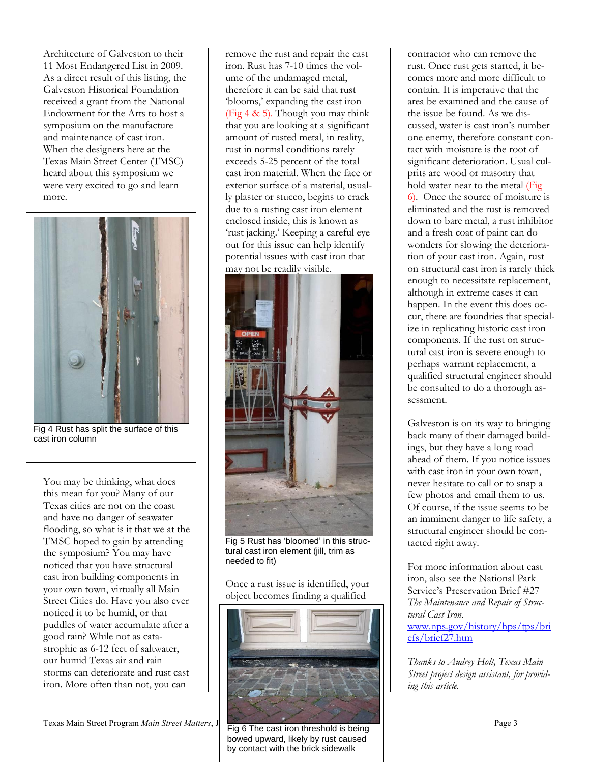Architecture of Galveston to their 11 Most Endangered List in 2009. As a direct result of this listing, the Galveston Historical Foundation received a grant from the National Endowment for the Arts to host a symposium on the manufacture and maintenance of cast iron. When the designers here at the Texas Main Street Center (TMSC) heard about this symposium we were very excited to go and learn more.

Fig 4 Rust has split the surface of this cast iron column

You may be thinking, what does this mean for you? Many of our Texas cities are not on the coast and have no danger of seawater flooding, so what is it that we at the TMSC hoped to gain by attending the symposium? You may have noticed that you have structural cast iron building components in your own town, virtually all Main Street Cities do. Have you also ever noticed it to be humid, or that puddles of water accumulate after a good rain? While not as catastrophic as 6-12 feet of saltwater, our humid Texas air and rain storms can deteriorate and rust cast iron. More often than not, you can remove the rust and repair the cast iron. Rust has 7-10 times the volume of the undamaged metal, therefore it can be said that rust 'blooms,' expanding the cast iron (Fig 4 & 5). Though you may think that you are looking at a significant amount of rusted metal, in reality, rust in normal conditions rarely exceeds 5-25 percent of the total cast iron material. When the face or exterior surface of a material, usually plaster or stucco, begins to crack due to a rusting cast iron element enclosed inside, this is known as 'rust jacking.' Keeping a careful eye out for this issue can help identify potential issues with cast iron that may not be readily visible.

Fig 5 Rust has 'bloomed' in this structural cast iron element (jill, trim as needed to fit)

Once a rust issue is identified, your object becomes finding a qualified contractor who can remove the rust. Once rust gets started, it becomes more and more difficult to contain. It is imperative that the area be examined and the cause of the issue be found. As we discussed, water is cast iron's number one enemy, therefore constant contact with moisture is the root of significant deterioration. Usual culprits are wood or masonry that hold water near to the metal (Fig 6). Once the source of moisture is eliminated and the rust is removed down to bare metal, a rust inhibitor and a fresh coat of paint can do wonders for slowing the deterioration of your cast iron. Again, rust on structural cast iron is rarely thick enough to necessitate replacement, although in extreme cases it can happen. In the event this does occur, there are foundries that specialize in replicating historic cast iron components. If the rust on structural cast iron is severe enough to perhaps warrant replacement, a qualified structural engineer should be consulted to do a thorough assessment.

Fig 6 The cast iron threshold is being bowed upward, likely by rust caused by contact with the brick sidewalk

Galveston is on its way to bringing back many of their damaged buildings, but they have a long road ahead of them. If you notice issues with cast iron in your own town, never hesitate to call or to snap a few photos and email them to us. Of course, if the issue seems to be an imminent danger to life safety, a structural engineer should be contacted right away.

For more information about cast iron, also see the National Park Service's Preservation Brief #27 *The Maintenance and Repair of Structural Cast Iron.* www.nps.gov/history/hps/tps/briefs/brief27.htm

*Thanks to Audrey Holt, Texas Main Street project design assistant, for providing this article.*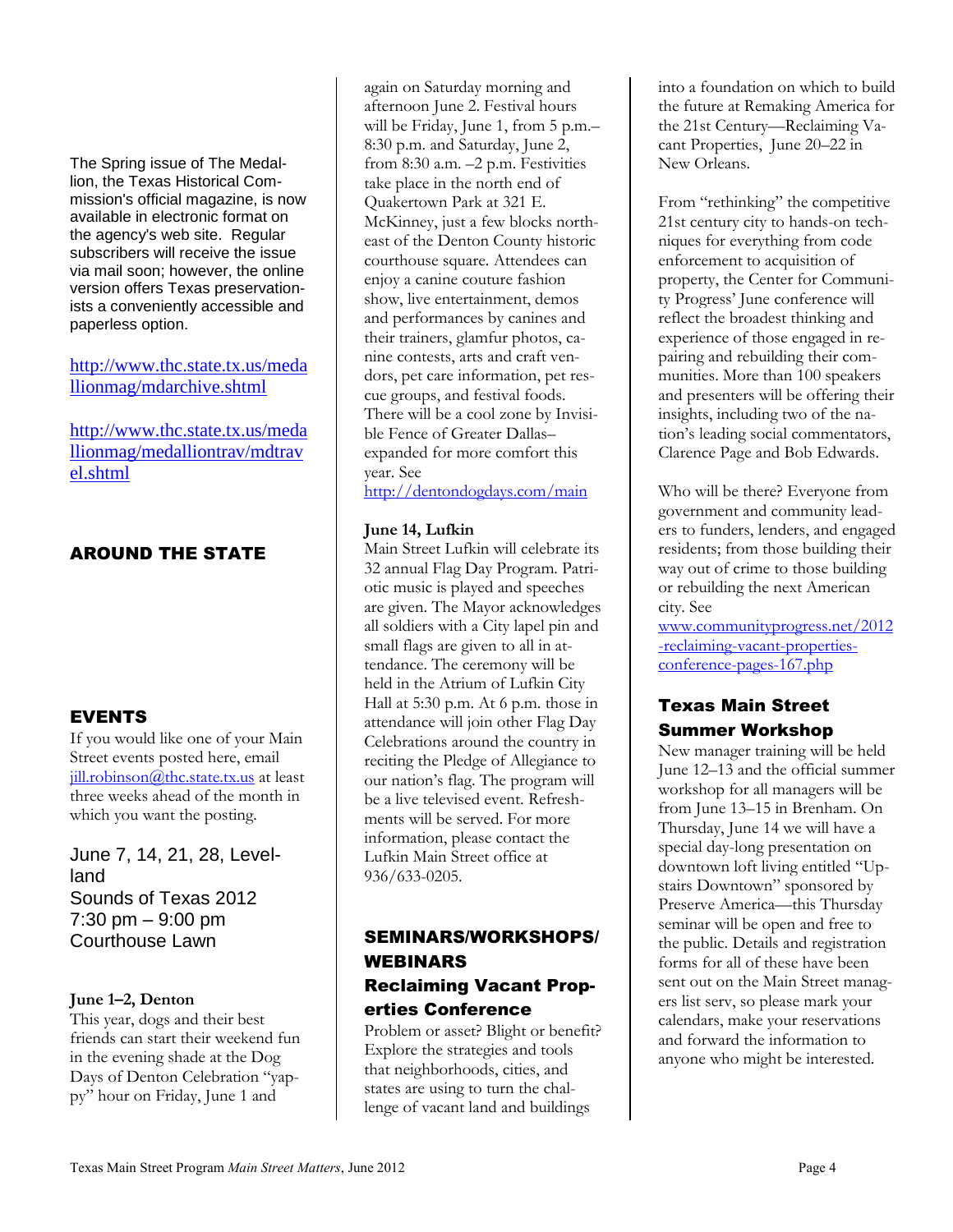The Spring issue of The Medallion, the Texas Historical Commission's official magazine, is now available in electronic format on the agency's web site. Regular subscribers will receive the issue via mail soon; however, the online version offers Texas preservationists a conveniently accessible and paperless option.

http://www.thc.state.tx.us/medallionmag/mdarchive.shtml

http://www.thc.state.tx.us/medallionmag/medalliontrav/mdtravel.shtml

## AROUND THE STATE

## EVENTS

If you would like one of your Main Street events posted here, email jill.robinson@thc.state.tx.us at least three weeks ahead of the month in which you want the posting.

June 7, 14, 21, 28, Levelland
Sounds of Texas 2012
7:30 pm – 9:00 pm
Courthouse Lawn

**June 1–2, Denton**
This year, dogs and their best friends can start their weekend fun in the evening shade at the Dog Days of Denton Celebration "yappy" hour on Friday, June 1 and again on Saturday morning and afternoon June 2. Festival hours will be Friday, June 1, from 5 p.m.–8:30 p.m. and Saturday, June 2, from 8:30 a.m. –2 p.m. Festivities take place in the north end of Quakertown Park at 321 E. McKinney, just a few blocks northeast of the Denton County historic courthouse square. Attendees can enjoy a canine couture fashion show, live entertainment, demos and performances by canines and their trainers, glamfur photos, canine contests, arts and craft vendors, pet care information, pet rescue groups, and festival foods. There will be a cool zone by Invisible Fence of Greater Dallas–expanded for more comfort this year. See http://dentondogdays.com/main

**June 14, Lufkin**
Main Street Lufkin will celebrate its 32 annual Flag Day Program. Patriotic music is played and speeches are given. The Mayor acknowledges all soldiers with a City lapel pin and small flags are given to all in attendance. The ceremony will be held in the Atrium of Lufkin City Hall at 5:30 p.m. At 6 p.m. those in attendance will join other Flag Day Celebrations around the country in reciting the Pledge of Allegiance to our nation's flag. The program will be a live televised event. Refreshments will be served. For more information, please contact the Lufkin Main Street office at 936/633-0205.

## SEMINARS/WORKSHOPS/WEBINARS

### Reclaiming Vacant Properties Conference

Problem or asset? Blight or benefit? Explore the strategies and tools that neighborhoods, cities, and states are using to turn the challenge of vacant land and buildings into a foundation on which to build the future at Remaking America for the 21st Century—Reclaiming Vacant Properties, June 20–22 in New Orleans.

From "rethinking" the competitive 21st century city to hands-on techniques for everything from code enforcement to acquisition of property, the Center for Community Progress' June conference will reflect the broadest thinking and experience of those engaged in repairing and rebuilding their communities. More than 100 speakers and presenters will be offering their insights, including two of the nation's leading social commentators, Clarence Page and Bob Edwards.

Who will be there? Everyone from government and community leaders to funders, lenders, and engaged residents; from those building their way out of crime to those building or rebuilding the next American city. See www.communityprogress.net/2012-reclaiming-vacant-properties-conference-pages-167.php

### Texas Main Street Summer Workshop

New manager training will be held June 12–13 and the official summer workshop for all managers will be from June 13–15 in Brenham. On Thursday, June 14 we will have a special day-long presentation on downtown loft living entitled "Upstairs Downtown" sponsored by Preserve America—this Thursday seminar will be open and free to the public. Details and registration forms for all of these have been sent out on the Main Street managers list serv, so please mark your calendars, make your reservations and forward the information to anyone who might be interested.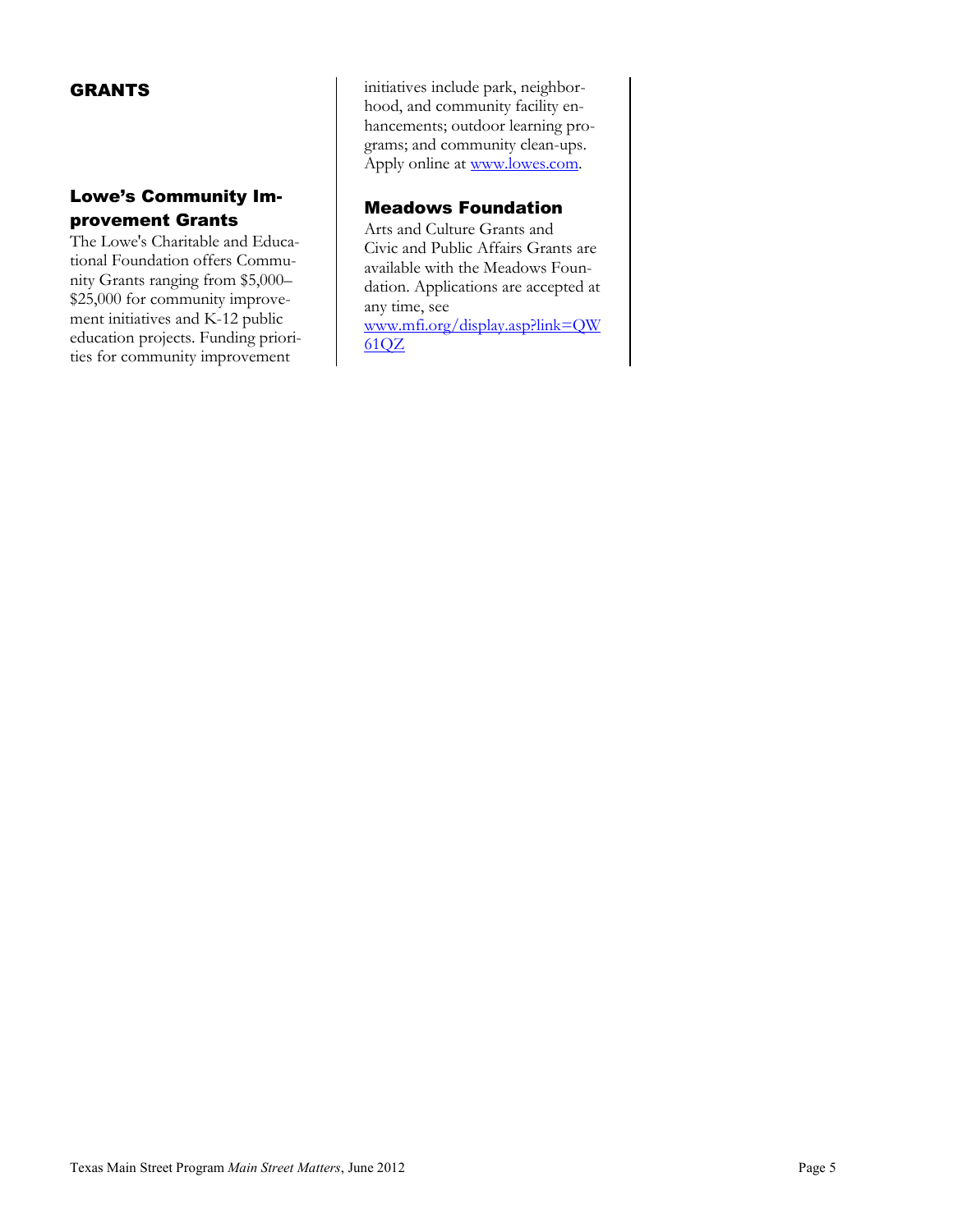## GRANTS

### Lowe's Community Improvement Grants

The Lowe's Charitable and Educational Foundation offers Community Grants ranging from $5,000–$25,000 for community improvement initiatives and K-12 public education projects. Funding priorities for community improvement initiatives include park, neighborhood, and community facility enhancements; outdoor learning programs; and community clean-ups. Apply online at www.lowes.com.

### Meadows Foundation

Arts and Culture Grants and Civic and Public Affairs Grants are available with the Meadows Foundation. Applications are accepted at any time, see www.mfi.org/display.asp?link=QW61QZ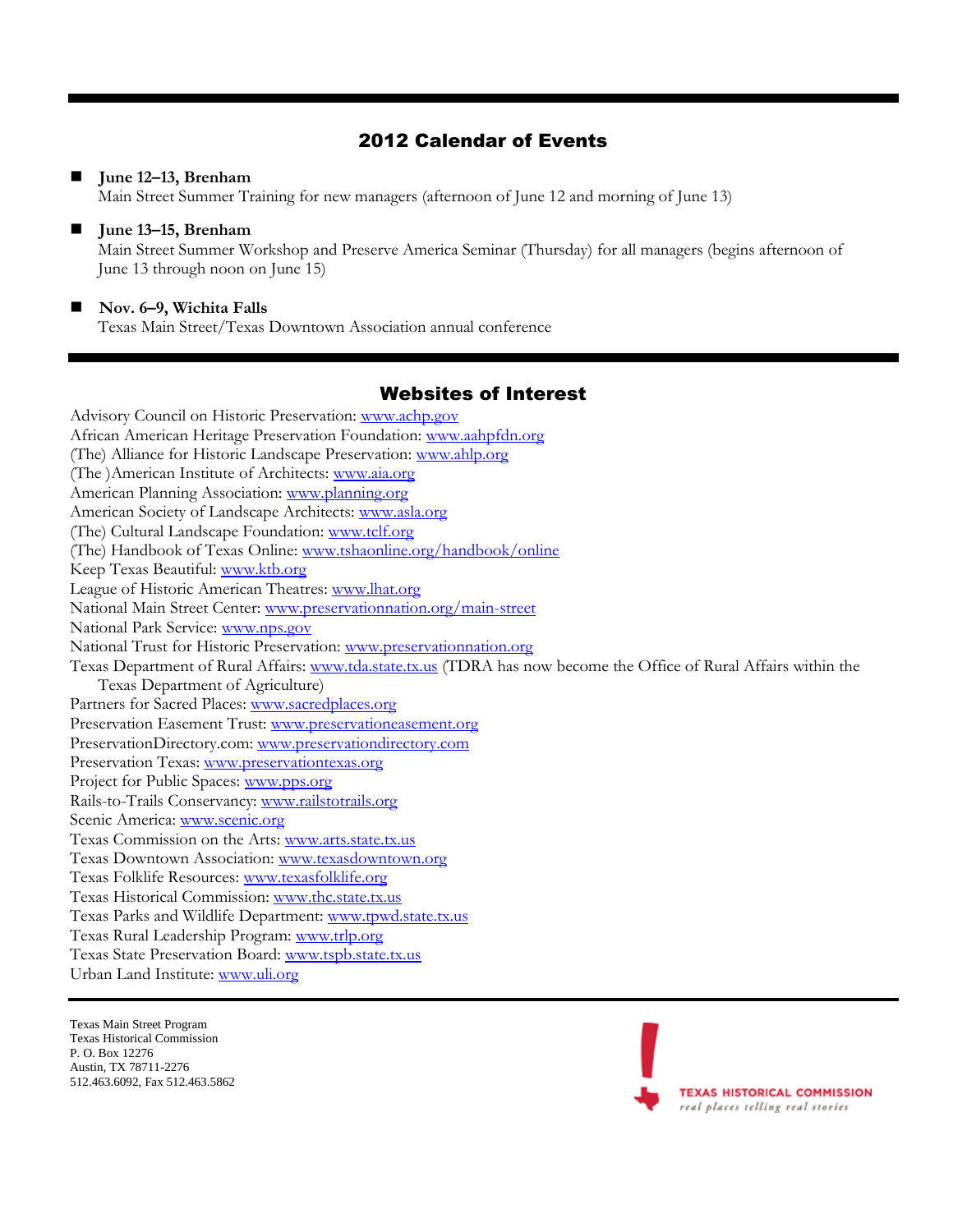## 2012 Calendar of Events

- **June 12–13, Brenham**
  Main Street Summer Training for new managers (afternoon of June 12 and morning of June 13)

- **June 13–15, Brenham**
  Main Street Summer Workshop and Preserve America Seminar (Thursday) for all managers (begins afternoon of June 13 through noon on June 15)

- **Nov. 6–9, Wichita Falls**
  Texas Main Street/Texas Downtown Association annual conference

## Websites of Interest

Advisory Council on Historic Preservation: www.achp.gov
African American Heritage Preservation Foundation: www.aahpfdn.org
(The) Alliance for Historic Landscape Preservation: www.ahlp.org
(The )American Institute of Architects: www.aia.org
American Planning Association: www.planning.org
American Society of Landscape Architects: www.asla.org
(The) Cultural Landscape Foundation: www.tclf.org
(The) Handbook of Texas Online: www.tshaonline.org/handbook/online
Keep Texas Beautiful: www.ktb.org
League of Historic American Theatres: www.lhat.org
National Main Street Center: www.preservationnation.org/main-street
National Park Service: www.nps.gov
National Trust for Historic Preservation: www.preservationnation.org
Texas Department of Rural Affairs: www.tda.state.tx.us (TDRA has now become the Office of Rural Affairs within the Texas Department of Agriculture)
Partners for Sacred Places: www.sacredplaces.org
Preservation Easement Trust: www.preservationeasement.org
PreservationDirectory.com: www.preservationdirectory.com
Preservation Texas: www.preservationtexas.org
Project for Public Spaces: www.pps.org
Rails-to-Trails Conservancy: www.railstotrails.org
Scenic America: www.scenic.org
Texas Commission on the Arts: www.arts.state.tx.us
Texas Downtown Association: www.texasdowntown.org
Texas Folklife Resources: www.texasfolklife.org
Texas Historical Commission: www.thc.state.tx.us
Texas Parks and Wildlife Department: www.tpwd.state.tx.us
Texas Rural Leadership Program: www.trlp.org
Texas State Preservation Board: www.tspb.state.tx.us
Urban Land Institute: www.uli.org

Texas Main Street Program
Texas Historical Commission
P. O. Box 12276
Austin, TX 78711-2276
512.463.6092, Fax 512.463.5862

TEXAS HISTORICAL COMMISSION
*real places telling real stories*